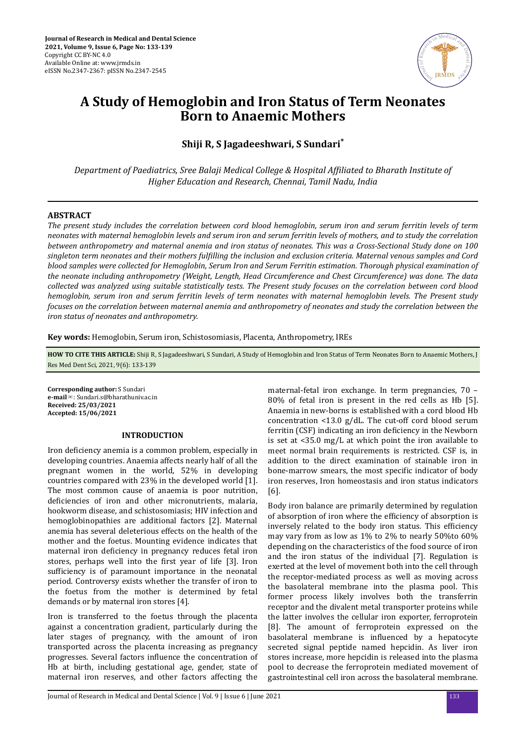# A Study of Hemoglobin and Iron Status of Term Neonates Born to Anaemic Mothers

**Shiji R, S Jagadeeshwari, S Sundari***

*Department of Paediatrics, Sree Balaji Medical College & Hospital Affiliated to Bharath Institute of Higher Education and Research, Chennai, Tamil Nadu, India*

## ABSTRACT

*The present study includes the correlation between cord blood hemoglobin, serum iron and serum ferritin levels of term neonates with maternal hemoglobin levels and serum iron and serum ferritin levels of mothers, and to study the correlation between anthropometry and maternal anemia and iron status of neonates. This was a Cross-Sectional Study done on 100 singleton term neonates and their mothers fulfilling the inclusion and exclusion criteria. Maternal venous samples and Cord blood samples were collected for Hemoglobin, Serum Iron and Serum Ferritin estimation. Thorough physical examination of the neonate including anthropometry (Weight, Length, Head Circumference and Chest Circumference) was done. The data collected was analyzed using suitable statistically tests. The Present study focuses on the correlation between cord blood hemoglobin, serum iron and serum ferritin levels of term neonates with maternal hemoglobin levels. The Present study focuses on the correlation between maternal anemia and anthropometry of neonates and study the correlation between the iron status of neonates and anthropometry.*

**Key words:** Hemoglobin, Serum iron, Schistosomiasis, Placenta, Anthropometry, IREs

**HOW TO CITE THIS ARTICLE:** Shiji R, S Jagadeeshwari, S Sundari, A Study of Hemoglobin and Iron Status of Term Neonates Born to Anaemic Mothers, J Res Med Dent Sci, 2021, 9(6): 133-139

**Corresponding author:** S Sundari
**e-mail**: Sundari.s@bharathuniv.ac.in
**Received: 25/03/2021**
**Accepted: 15/06/2021**

## INTRODUCTION

Iron deficiency anemia is a common problem, especially in developing countries. Anaemia affects nearly half of all the pregnant women in the world, 52% in developing countries compared with 23% in the developed world [1]. The most common cause of anaemia is poor nutrition, deficiencies of iron and other micronutrients, malaria, hookworm disease, and schistosomiasis; HIV infection and hemoglobinopathies are additional factors [2]. Maternal anemia has several deleterious effects on the health of the mother and the foetus. Mounting evidence indicates that maternal iron deficiency in pregnancy reduces fetal iron stores, perhaps well into the first year of life [3]. Iron sufficiency is of paramount importance in the neonatal period. Controversy exists whether the transfer of iron to the foetus from the mother is determined by fetal demands or by maternal iron stores [4].

Iron is transferred to the foetus through the placenta against a concentration gradient, particularly during the later stages of pregnancy, with the amount of iron transported across the placenta increasing as pregnancy progresses. Several factors influence the concentration of Hb at birth, including gestational age, gender, state of maternal iron reserves, and other factors affecting the maternal-fetal iron exchange. In term pregnancies, 70 – 80% of fetal iron is present in the red cells as Hb [5]. Anaemia in new-borns is established with a cord blood Hb concentration <13.0 g/dL. The cut-off cord blood serum ferritin (CSF) indicating an iron deficiency in the Newborn is set at <35.0 mg/L at which point the iron available to meet normal brain requirements is restricted. CSF is, in addition to the direct examination of stainable iron in bone-marrow smears, the most specific indicator of body iron reserves, Iron homeostasis and iron status indicators [6].

Body iron balance are primarily determined by regulation of absorption of iron where the efficiency of absorption is inversely related to the body iron status. This efficiency may vary from as low as 1% to 2% to nearly 50%to 60% depending on the characteristics of the food source of iron and the iron status of the individual [7]. Regulation is exerted at the level of movement both into the cell through the receptor-mediated process as well as moving across the basolateral membrane into the plasma pool. This former process likely involves both the transferrin receptor and the divalent metal transporter proteins while the latter involves the cellular iron exporter, ferroprotein [8]. The amount of ferroprotein expressed on the basolateral membrane is influenced by a hepatocyte secreted signal peptide named hepcidin. As liver iron stores increase, more hepcidin is released into the plasma pool to decrease the ferroprotein mediated movement of gastrointestinal cell iron across the basolateral membrane.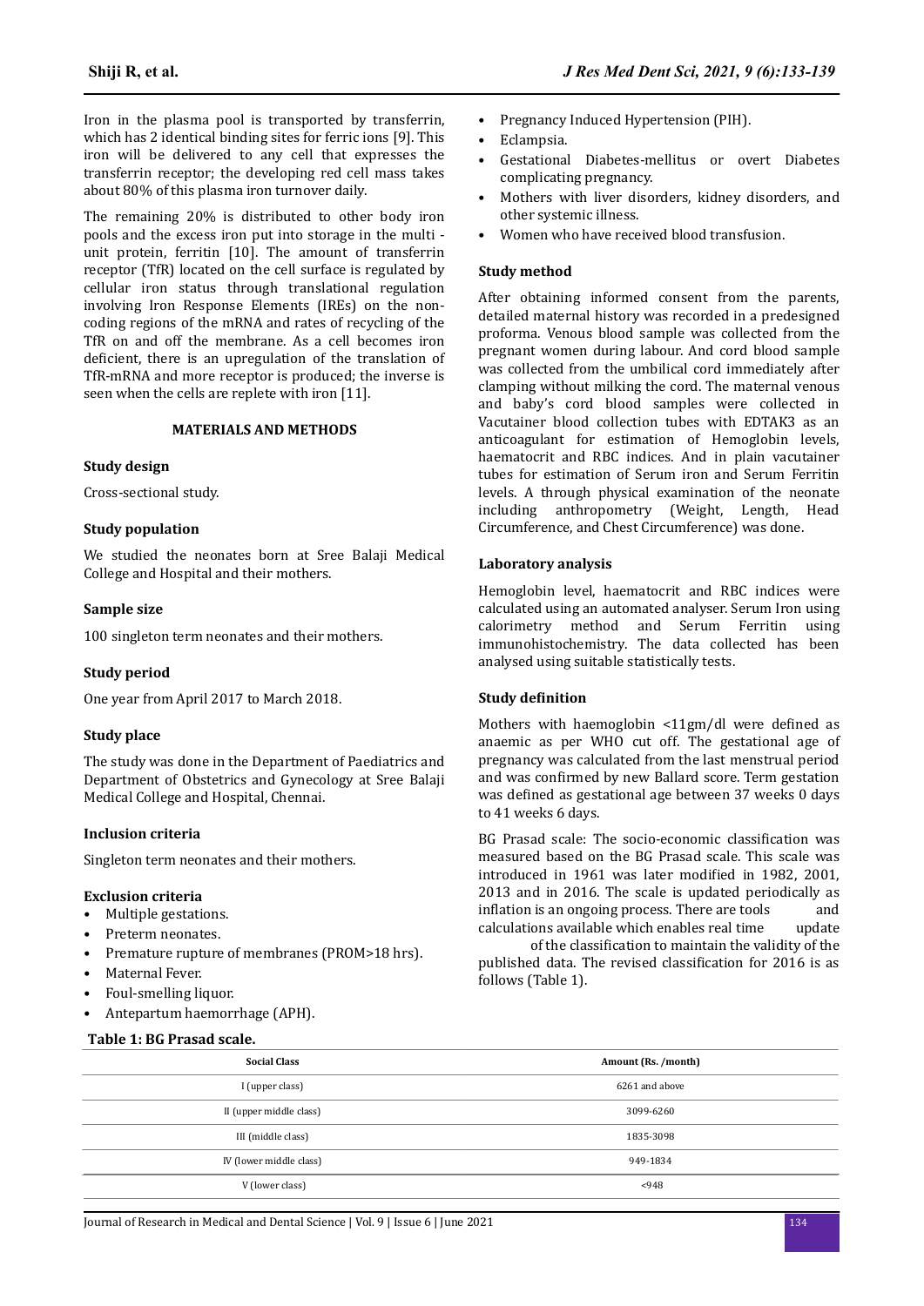Iron in the plasma pool is transported by transferrin, which has 2 identical binding sites for ferric ions [9]. This iron will be delivered to any cell that expresses the transferrin receptor; the developing red cell mass takes about 80% of this plasma iron turnover daily.

The remaining 20% is distributed to other body iron pools and the excess iron put into storage in the multi - unit protein, ferritin [10]. The amount of transferrin receptor (TfR) located on the cell surface is regulated by cellular iron status through translational regulation involving Iron Response Elements (IREs) on the non-coding regions of the mRNA and rates of recycling of the TfR on and off the membrane. As a cell becomes iron deficient, there is an upregulation of the translation of TfR-mRNA and more receptor is produced; the inverse is seen when the cells are replete with iron [11].

## MATERIALS AND METHODS

### Study design

Cross-sectional study.

### Study population

We studied the neonates born at Sree Balaji Medical College and Hospital and their mothers.

### Sample size

100 singleton term neonates and their mothers.

### Study period

One year from April 2017 to March 2018.

### Study place

The study was done in the Department of Paediatrics and Department of Obstetrics and Gynecology at Sree Balaji Medical College and Hospital, Chennai.

### Inclusion criteria

Singleton term neonates and their mothers.

### Exclusion criteria

- Multiple gestations.
- Preterm neonates.
- Premature rupture of membranes (PROM>18 hrs).
- Maternal Fever.
- Foul-smelling liquor.
- Antepartum haemorrhage (APH).
- Pregnancy Induced Hypertension (PIH).
- Eclampsia.
- Gestational Diabetes-mellitus or overt Diabetes complicating pregnancy.
- Mothers with liver disorders, kidney disorders, and other systemic illness.
- Women who have received blood transfusion.

### Study method

After obtaining informed consent from the parents, detailed maternal history was recorded in a predesigned proforma. Venous blood sample was collected from the pregnant women during labour. And cord blood sample was collected from the umbilical cord immediately after clamping without milking the cord. The maternal venous and baby's cord blood samples were collected in Vacutainer blood collection tubes with EDTAK3 as an anticoagulant for estimation of Hemoglobin levels, haematocrit and RBC indices. And in plain vacutainer tubes for estimation of Serum iron and Serum Ferritin levels. A through physical examination of the neonate including anthropometry (Weight, Length, Head Circumference, and Chest Circumference) was done.

### Laboratory analysis

Hemoglobin level, haematocrit and RBC indices were calculated using an automated analyser. Serum Iron using calorimetry method and Serum Ferritin using immunohistochemistry. The data collected has been analysed using suitable statistically tests.

### Study definition

Mothers with haemoglobin <11gm/dl were defined as anaemic as per WHO cut off. The gestational age of pregnancy was calculated from the last menstrual period and was confirmed by new Ballard score. Term gestation was defined as gestational age between 37 weeks 0 days to 41 weeks 6 days.

BG Prasad scale: The socio-economic classification was measured based on the BG Prasad scale. This scale was introduced in 1961 was later modified in 1982, 2001, 2013 and in 2016. The scale is updated periodically as inflation is an ongoing process. There are tools and calculations available which enables real time update of the classification to maintain the validity of the published data. The revised classification for 2016 is as follows (Table 1).

**Table 1: BG Prasad scale.**

| Social Class | Amount (Rs. /month) |
|---|---|
| I (upper class) | 6261 and above |
| II (upper middle class) | 3099-6260 |
| III (middle class) | 1835-3098 |
| IV (lower middle class) | 949-1834 |
| V (lower class) | <948 |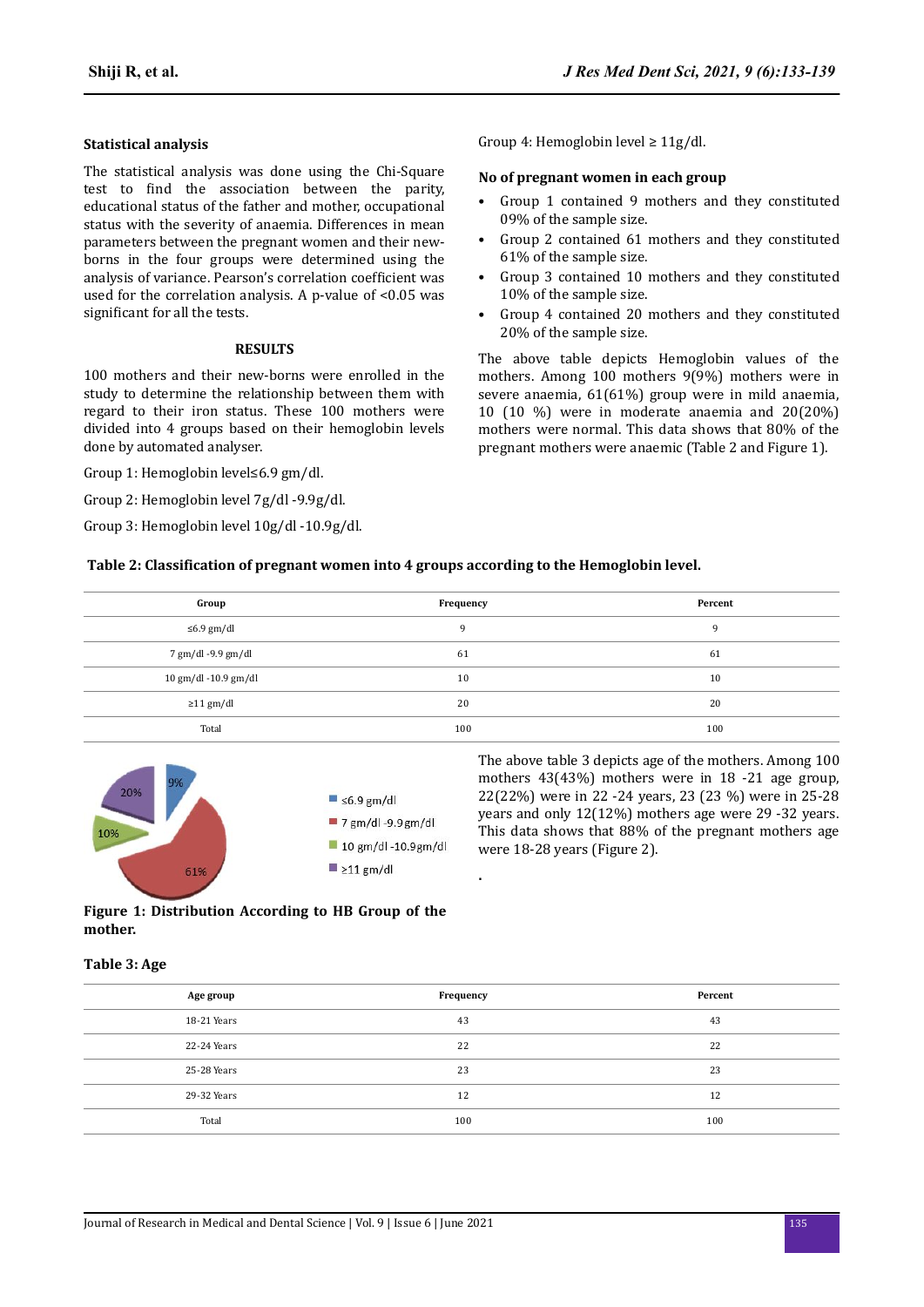### Statistical analysis

The statistical analysis was done using the Chi-Square test to find the association between the parity, educational status of the father and mother, occupational status with the severity of anaemia. Differences in mean parameters between the pregnant women and their new-borns in the four groups were determined using the analysis of variance. Pearson's correlation coefficient was used for the correlation analysis. A p-value of <0.05 was significant for all the tests.

## RESULTS

100 mothers and their new-borns were enrolled in the study to determine the relationship between them with regard to their iron status. These 100 mothers were divided into 4 groups based on their hemoglobin levels done by automated analyser.

Group 1: Hemoglobin level≤6.9 gm/dl.

Group 2: Hemoglobin level 7g/dl -9.9g/dl.

Group 3: Hemoglobin level 10g/dl -10.9g/dl.

Group 4: Hemoglobin level ≥ 11g/dl.

### No of pregnant women in each group

- Group 1 contained 9 mothers and they constituted 09% of the sample size.
- Group 2 contained 61 mothers and they constituted 61% of the sample size.
- Group 3 contained 10 mothers and they constituted 10% of the sample size.
- Group 4 contained 20 mothers and they constituted 20% of the sample size.

The above table depicts Hemoglobin values of the mothers. Among 100 mothers 9(9%) mothers were in severe anaemia, 61(61%) group were in mild anaemia, 10 (10 %) were in moderate anaemia and 20(20%) mothers were normal. This data shows that 80% of the pregnant mothers were anaemic (Table 2 and Figure 1).

**Table 2: Classification of pregnant women into 4 groups according to the Hemoglobin level.**

| Group | Frequency | Percent |
|---|---|---|
| ≤6.9 gm/dl | 9 | 9 |
| 7 gm/dl -9.9 gm/dl | 61 | 61 |
| 10 gm/dl -10.9 gm/dl | 10 | 10 |
| ≥11 gm/dl | 20 | 20 |
| Total | 100 | 100 |

**Figure 1: Distribution According to HB Group of the mother.**

The above table 3 depicts age of the mothers. Among 100 mothers 43(43%) mothers were in 18 -21 age group, 22(22%) were in 22 -24 years, 23 (23 %) were in 25-28 years and only 12(12%) mothers age were 29 -32 years. This data shows that 88% of the pregnant mothers age were 18-28 years (Figure 2).

**Table 3: Age**

| Age group | Frequency | Percent |
|---|---|---|
| 18-21 Years | 43 | 43 |
| 22-24 Years | 22 | 22 |
| 25-28 Years | 23 | 23 |
| 29-32 Years | 12 | 12 |
| Total | 100 | 100 |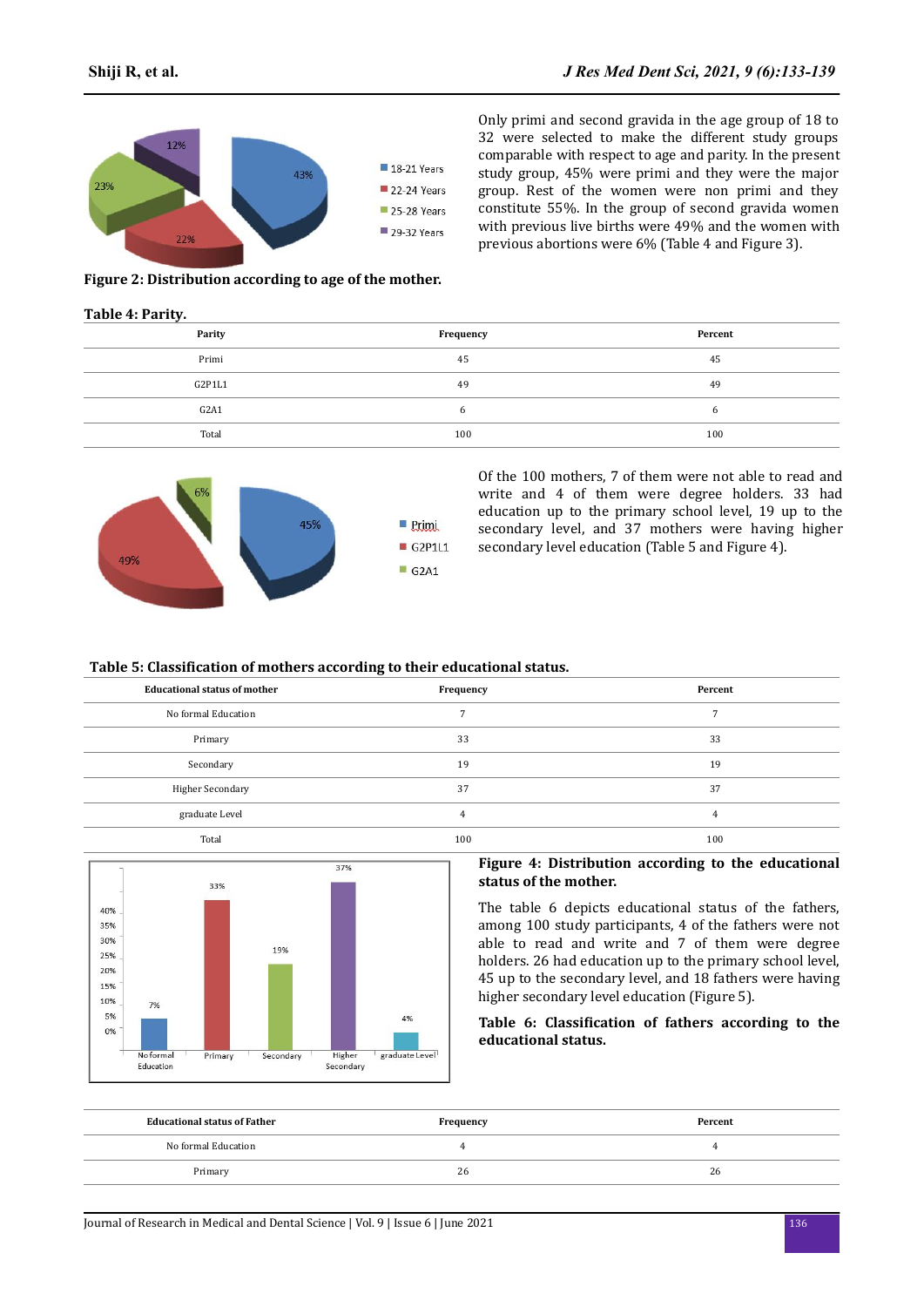Figure 2: **Distribution according to age of the mother.**

Only primi and second gravida in the age group of 18 to 32 were selected to make the different study groups comparable with respect to age and parity. In the present study group, 45% were primi and they were the major group. Rest of the women were non primi and they constitute 55%. In the group of second gravida women with previous live births were 49% and the women with previous abortions were 6% (Table 4 and Figure 3).

**Table 4: Parity.**

| Parity | Frequency | Percent |
|---|---|---|
| Primi | 45 | 45 |
| G2P1L1 | 49 | 49 |
| G2A1 | 6 | 6 |
| Total | 100 | 100 |

Of the 100 mothers, 7 of them were not able to read and write and 4 of them were degree holders. 33 had education up to the primary school level, 19 up to the secondary level, and 37 mothers were having higher secondary level education (Table 5 and Figure 4).

**Table 5: Classification of mothers according to their educational status.**

| Educational status of mother | Frequency | Percent |
|---|---|---|
| No formal Education | 7 | 7 |
| Primary | 33 | 33 |
| Secondary | 19 | 19 |
| Higher Secondary | 37 | 37 |
| graduate Level | 4 | 4 |
| Total | 100 | 100 |

**Figure 4: Distribution according to the educational status of the mother.**

The table 6 depicts educational status of the fathers, among 100 study participants, 4 of the fathers were not able to read and write and 7 of them were degree holders. 26 had education up to the primary school level, 45 up to the secondary level, and 18 fathers were having higher secondary level education (Figure 5).

**Table 6: Classification of fathers according to the educational status.**

| Educational status of Father | Frequency | Percent |
|---|---|---|
| No formal Education | 4 | 4 |
| Primary | 26 | 26 |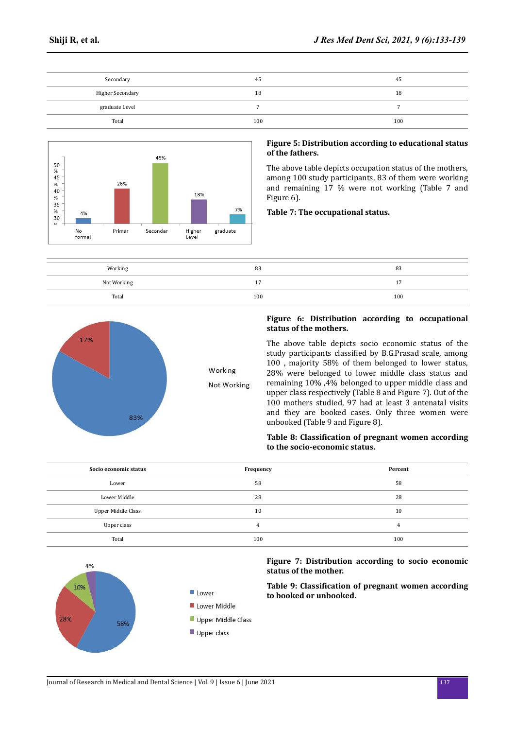| Secondary | 45 | 45 |
|---|---|---|
| Higher Secondary | 18 | 18 |
| graduate Level | 7 | 7 |
| Total | 100 | 100 |

**Figure 5: Distribution according to educational status of the fathers.**

The above table depicts occupation status of the mothers, among 100 study participants, 83 of them were working and remaining 17 % were not working (Table 7 and Figure 6).

**Table 7: The occupational status.**

| | | |
|---|---|---|
| Working | 83 | 83 |
| Not Working | 17 | 17 |
| Total | 100 | 100 |

**Figure 6: Distribution according to occupational status of the mothers.**

The above table depicts socio economic status of the study participants classified by B.G.Prasad scale, among 100 , majority 58% of them belonged to lower status, 28% were belonged to lower middle class status and remaining 10% ,4% belonged to upper middle class and upper class respectively (Table 8 and Figure 7). Out of the 100 mothers studied, 97 had at least 3 antenatal visits and they are booked cases. Only three women were unbooked (Table 9 and Figure 8).

**Table 8: Classification of pregnant women according to the socio-economic status.**

| Socio economic status | Frequency | Percent |
|---|---|---|
| Lower | 58 | 58 |
| Lower Middle | 28 | 28 |
| Upper Middle Class | 10 | 10 |
| Upper class | 4 | 4 |
| Total | 100 | 100 |

**Figure 7: Distribution according to socio economic status of the mother.**

**Table 9: Classification of pregnant women according to booked or unbooked.**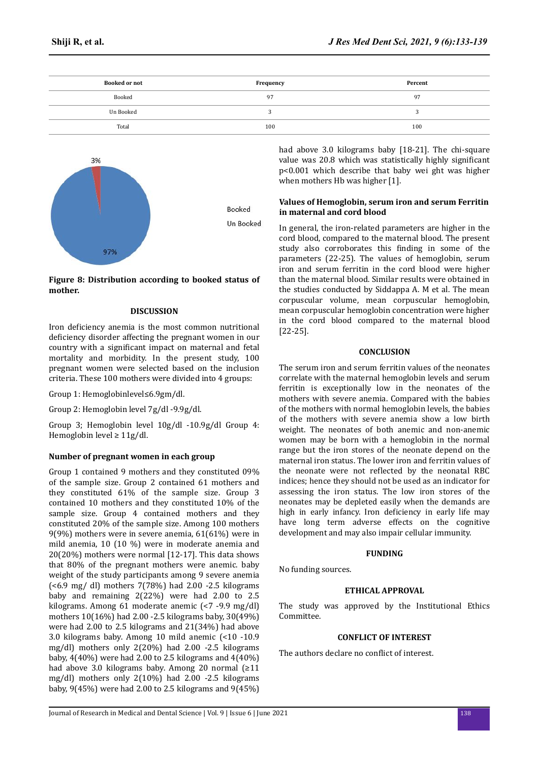| Booked or not | Frequency | Percent |
|---|---|---|
| Booked | 97 | 97 |
| Un Booked | 3 | 3 |
| Total | 100 | 100 |

**Figure 8: Distribution according to booked status of mother.**

## DISCUSSION

Iron deficiency anemia is the most common nutritional deficiency disorder affecting the pregnant women in our country with a significant impact on maternal and fetal mortality and morbidity. In the present study, 100 pregnant women were selected based on the inclusion criteria. These 100 mothers were divided into 4 groups:

Group 1: Hemoglobinlevel≤6.9gm/dl.

Group 2: Hemoglobin level 7g/dl -9.9g/dl.

Group 3; Hemoglobin level 10g/dl -10.9g/dl Group 4: Hemoglobin level ≥ 11g/dl.

### Number of pregnant women in each group

Group 1 contained 9 mothers and they constituted 09% of the sample size. Group 2 contained 61 mothers and they constituted 61% of the sample size. Group 3 contained 10 mothers and they constituted 10% of the sample size. Group 4 contained mothers and they constituted 20% of the sample size. Among 100 mothers 9(9%) mothers were in severe anemia, 61(61%) were in mild anemia, 10 (10 %) were in moderate anemia and 20(20%) mothers were normal [12-17]. This data shows that 80% of the pregnant mothers were anemic. baby weight of the study participants among 9 severe anemia (<6.9 mg/ dl) mothers 7(78%) had 2.00 -2.5 kilograms baby and remaining 2(22%) were had 2.00 to 2.5 kilograms. Among 61 moderate anemic (<7 -9.9 mg/dl) mothers 10(16%) had 2.00 -2.5 kilograms baby, 30(49%) were had 2.00 to 2.5 kilograms and 21(34%) had above 3.0 kilograms baby. Among 10 mild anemic (<10 -10.9 mg/dl) mothers only 2(20%) had 2.00 -2.5 kilograms baby, 4(40%) were had 2.00 to 2.5 kilograms and 4(40%) had above 3.0 kilograms baby. Among 20 normal (≥11 mg/dl) mothers only 2(10%) had 2.00 -2.5 kilograms baby, 9(45%) were had 2.00 to 2.5 kilograms and 9(45%) had above 3.0 kilograms baby [18-21]. The chi-square value was 20.8 which was statistically highly significant $p<0.001$ which describe that baby wei ght was higher when mothers Hb was higher [1].

### Values of Hemoglobin, serum iron and serum Ferritin in maternal and cord blood

In general, the iron-related parameters are higher in the cord blood, compared to the maternal blood. The present study also corroborates this finding in some of the parameters (22-25). The values of hemoglobin, serum iron and serum ferritin in the cord blood were higher than the maternal blood. Similar results were obtained in the studies conducted by Siddappa A. M et al. The mean corpuscular volume, mean corpuscular hemoglobin, mean corpuscular hemoglobin concentration were higher in the cord blood compared to the maternal blood [22-25].

## CONCLUSION

The serum iron and serum ferritin values of the neonates correlate with the maternal hemoglobin levels and serum ferritin is exceptionally low in the neonates of the mothers with severe anemia. Compared with the babies of the mothers with normal hemoglobin levels, the babies of the mothers with severe anemia show a low birth weight. The neonates of both anemic and non-anemic women may be born with a hemoglobin in the normal range but the iron stores of the neonate depend on the maternal iron status. The lower iron and ferritin values of the neonate were not reflected by the neonatal RBC indices; hence they should not be used as an indicator for assessing the iron status. The low iron stores of the neonates may be depleted easily when the demands are high in early infancy. Iron deficiency in early life may have long term adverse effects on the cognitive development and may also impair cellular immunity.

## FUNDING

No funding sources.

## ETHICAL APPROVAL

The study was approved by the Institutional Ethics Committee.

## CONFLICT OF INTEREST

The authors declare no conflict of interest.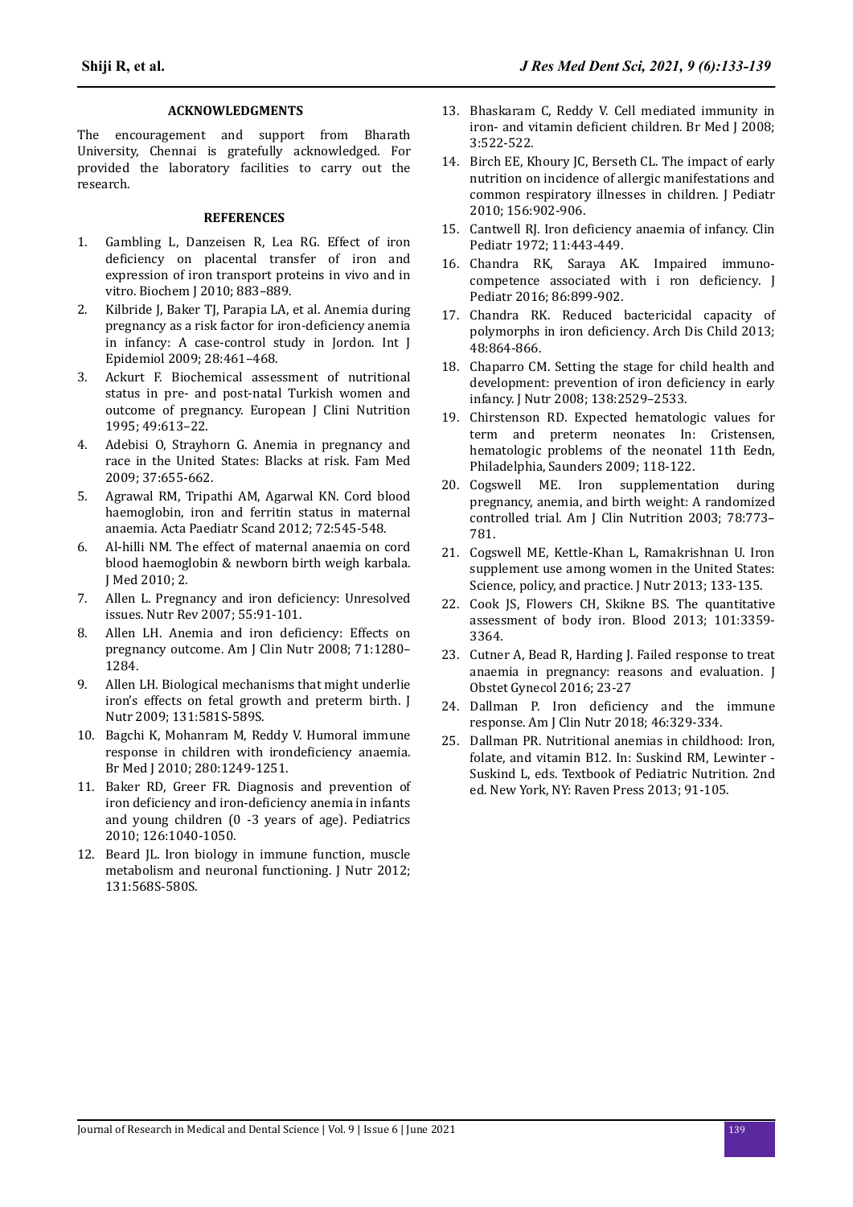## ACKNOWLEDGMENTS

The encouragement and support from Bharath University, Chennai is gratefully acknowledged. For provided the laboratory facilities to carry out the research.

## REFERENCES

1. Gambling L, Danzeisen R, Lea RG. Effect of iron deficiency on placental transfer of iron and expression of iron transport proteins in vivo and in vitro. Biochem J 2010; 883–889.
2. Kilbride J, Baker TJ, Parapia LA, et al. Anemia during pregnancy as a risk factor for iron-deficiency anemia in infancy: A case-control study in Jordon. Int J Epidemiol 2009; 28:461–468.
3. Ackurt F. Biochemical assessment of nutritional status in pre- and post-natal Turkish women and outcome of pregnancy. European J Clini Nutrition 1995; 49:613–22.
4. Adebisi O, Strayhorn G. Anemia in pregnancy and race in the United States: Blacks at risk. Fam Med 2009; 37:655-662.
5. Agrawal RM, Tripathi AM, Agarwal KN. Cord blood haemoglobin, iron and ferritin status in maternal anaemia. Acta Paediatr Scand 2012; 72:545-548.
6. Al-hilli NM. The effect of maternal anaemia on cord blood haemoglobin & newborn birth weigh karbala. J Med 2010; 2.
7. Allen L. Pregnancy and iron deficiency: Unresolved issues. Nutr Rev 2007; 55:91-101.
8. Allen LH. Anemia and iron deficiency: Effects on pregnancy outcome. Am J Clin Nutr 2008; 71:1280–1284.
9. Allen LH. Biological mechanisms that might underlie iron's effects on fetal growth and preterm birth. J Nutr 2009; 131:581S-589S.
10. Bagchi K, Mohanram M, Reddy V. Humoral immune response in children with irondeficiency anaemia. Br Med J 2010; 280:1249-1251.
11. Baker RD, Greer FR. Diagnosis and prevention of iron deficiency and iron-deficiency anemia in infants and young children (0 -3 years of age). Pediatrics 2010; 126:1040-1050.
12. Beard JL. Iron biology in immune function, muscle metabolism and neuronal functioning. J Nutr 2012; 131:568S-580S.
13. Bhaskaram C, Reddy V. Cell mediated immunity in iron- and vitamin deficient children. Br Med J 2008; 3:522-522.
14. Birch EE, Khoury JC, Berseth CL. The impact of early nutrition on incidence of allergic manifestations and common respiratory illnesses in children. J Pediatr 2010; 156:902-906.
15. Cantwell RJ. Iron deficiency anaemia of infancy. Clin Pediatr 1972; 11:443-449.
16. Chandra RK, Saraya AK. Impaired immuno-competence associated with i ron deficiency. J Pediatr 2016; 86:899-902.
17. Chandra RK. Reduced bactericidal capacity of polymorphs in iron deficiency. Arch Dis Child 2013; 48:864-866.
18. Chaparro CM. Setting the stage for child health and development: prevention of iron deficiency in early infancy. J Nutr 2008; 138:2529–2533.
19. Chirstenson RD. Expected hematologic values for term and preterm neonates In: Cristensen, hematologic problems of the neonatel 11th Eedn, Philadelphia, Saunders 2009; 118-122.
20. Cogswell ME. Iron supplementation during pregnancy, anemia, and birth weight: A randomized controlled trial. Am J Clin Nutrition 2003; 78:773–781.
21. Cogswell ME, Kettle-Khan L, Ramakrishnan U. Iron supplement use among women in the United States: Science, policy, and practice. J Nutr 2013; 133-135.
22. Cook JS, Flowers CH, Skikne BS. The quantitative assessment of body iron. Blood 2013; 101:3359-3364.
23. Cutner A, Bead R, Harding J. Failed response to treat anaemia in pregnancy: reasons and evaluation. J Obstet Gynecol 2016; 23-27
24. Dallman P. Iron deficiency and the immune response. Am J Clin Nutr 2018; 46:329-334.
25. Dallman PR. Nutritional anemias in childhood: Iron, folate, and vitamin B12. In: Suskind RM, Lewinter - Suskind L, eds. Textbook of Pediatric Nutrition. 2nd ed. New York, NY: Raven Press 2013; 91-105.